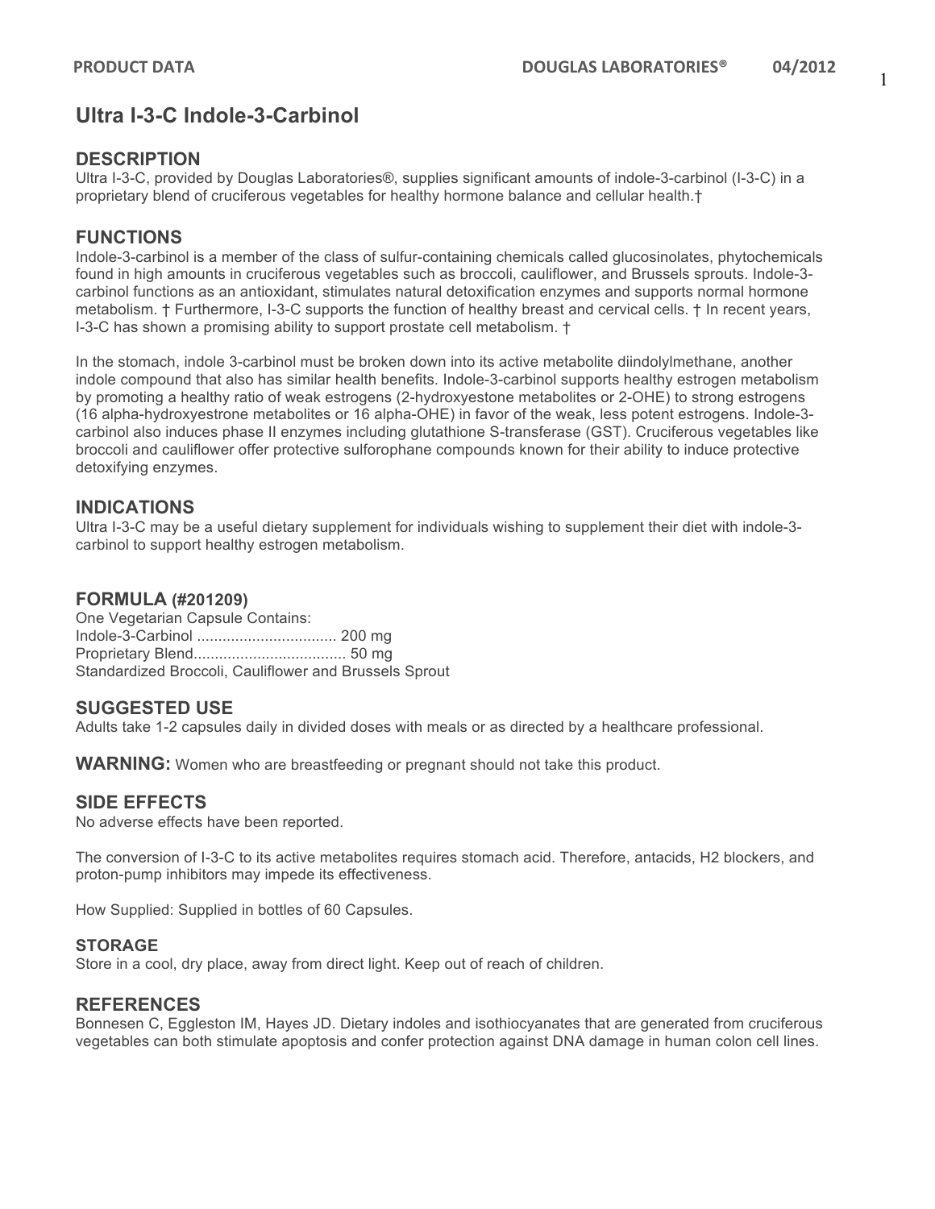# Ultra I-3-C Indole-3-Carbinol

## DESCRIPTION

Ultra I-3-C, provided by Douglas Laboratories®, supplies significant amounts of indole-3-carbinol (I-3-C) in a proprietary blend of cruciferous vegetables for healthy hormone balance and cellular health.†

## FUNCTIONS

Indole-3-carbinol is a member of the class of sulfur-containing chemicals called glucosinolates, phytochemicals found in high amounts in cruciferous vegetables such as broccoli, cauliflower, and Brussels sprouts. Indole-3-carbinol functions as an antioxidant, stimulates natural detoxification enzymes and supports normal hormone metabolism. † Furthermore, I-3-C supports the function of healthy breast and cervical cells. † In recent years, I-3-C has shown a promising ability to support prostate cell metabolism. †

In the stomach, indole 3-carbinol must be broken down into its active metabolite diindolylmethane, another indole compound that also has similar health benefits. Indole-3-carbinol supports healthy estrogen metabolism by promoting a healthy ratio of weak estrogens (2-hydroxyestone metabolites or 2-OHE) to strong estrogens (16 alpha-hydroxyestrone metabolites or 16 alpha-OHE) in favor of the weak, less potent estrogens. Indole-3-carbinol also induces phase II enzymes including glutathione S-transferase (GST). Cruciferous vegetables like broccoli and cauliflower offer protective sulforophane compounds known for their ability to induce protective detoxifying enzymes.

## INDICATIONS

Ultra I-3-C may be a useful dietary supplement for individuals wishing to supplement their diet with indole-3-carbinol to support healthy estrogen metabolism.

## FORMULA (#201209)

One Vegetarian Capsule Contains:
Indole-3-Carbinol ................................ 200 mg
Proprietary Blend................................... 50 mg
Standardized Broccoli, Cauliflower and Brussels Sprout

## SUGGESTED USE

Adults take 1-2 capsules daily in divided doses with meals or as directed by a healthcare professional.

**WARNING:** Women who are breastfeeding or pregnant should not take this product.

## SIDE EFFECTS

No adverse effects have been reported.

The conversion of I-3-C to its active metabolites requires stomach acid. Therefore, antacids, H2 blockers, and proton-pump inhibitors may impede its effectiveness.

How Supplied: Supplied in bottles of 60 Capsules.

### STORAGE

Store in a cool, dry place, away from direct light. Keep out of reach of children.

## REFERENCES

Bonnesen C, Eggleston IM, Hayes JD. Dietary indoles and isothiocyanates that are generated from cruciferous vegetables can both stimulate apoptosis and confer protection against DNA damage in human colon cell lines.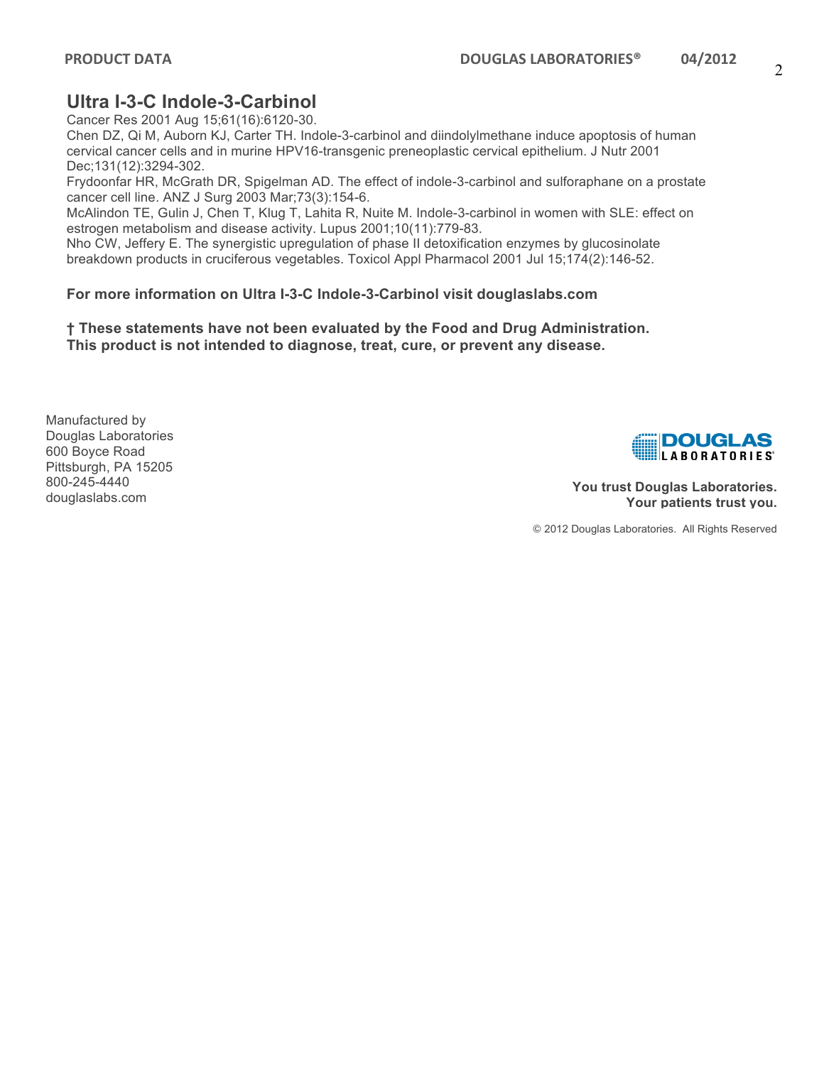## Ultra I-3-C Indole-3-Carbinol

Cancer Res 2001 Aug 15;61(16):6120-30.

Chen DZ, Qi M, Auborn KJ, Carter TH. Indole-3-carbinol and diindolylmethane induce apoptosis of human cervical cancer cells and in murine HPV16-transgenic preneoplastic cervical epithelium. J Nutr 2001 Dec;131(12):3294-302.

Frydoonfar HR, McGrath DR, Spigelman AD. The effect of indole-3-carbinol and sulforaphane on a prostate cancer cell line. ANZ J Surg 2003 Mar;73(3):154-6.

McAlindon TE, Gulin J, Chen T, Klug T, Lahita R, Nuite M. Indole-3-carbinol in women with SLE: effect on estrogen metabolism and disease activity. Lupus 2001;10(11):779-83.

Nho CW, Jeffery E. The synergistic upregulation of phase II detoxification enzymes by glucosinolate breakdown products in cruciferous vegetables. Toxicol Appl Pharmacol 2001 Jul 15;174(2):146-52.

**For more information on Ultra I-3-C Indole-3-Carbinol visit douglaslabs.com**

**† These statements have not been evaluated by the Food and Drug Administration. This product is not intended to diagnose, treat, cure, or prevent any disease.**

Manufactured by
Douglas Laboratories
600 Boyce Road
Pittsburgh, PA 15205
800-245-4440
douglaslabs.com

DOUGLAS LABORATORIES

**You trust Douglas Laboratories.
Your patients trust you.**

© 2012 Douglas Laboratories. All Rights Reserved